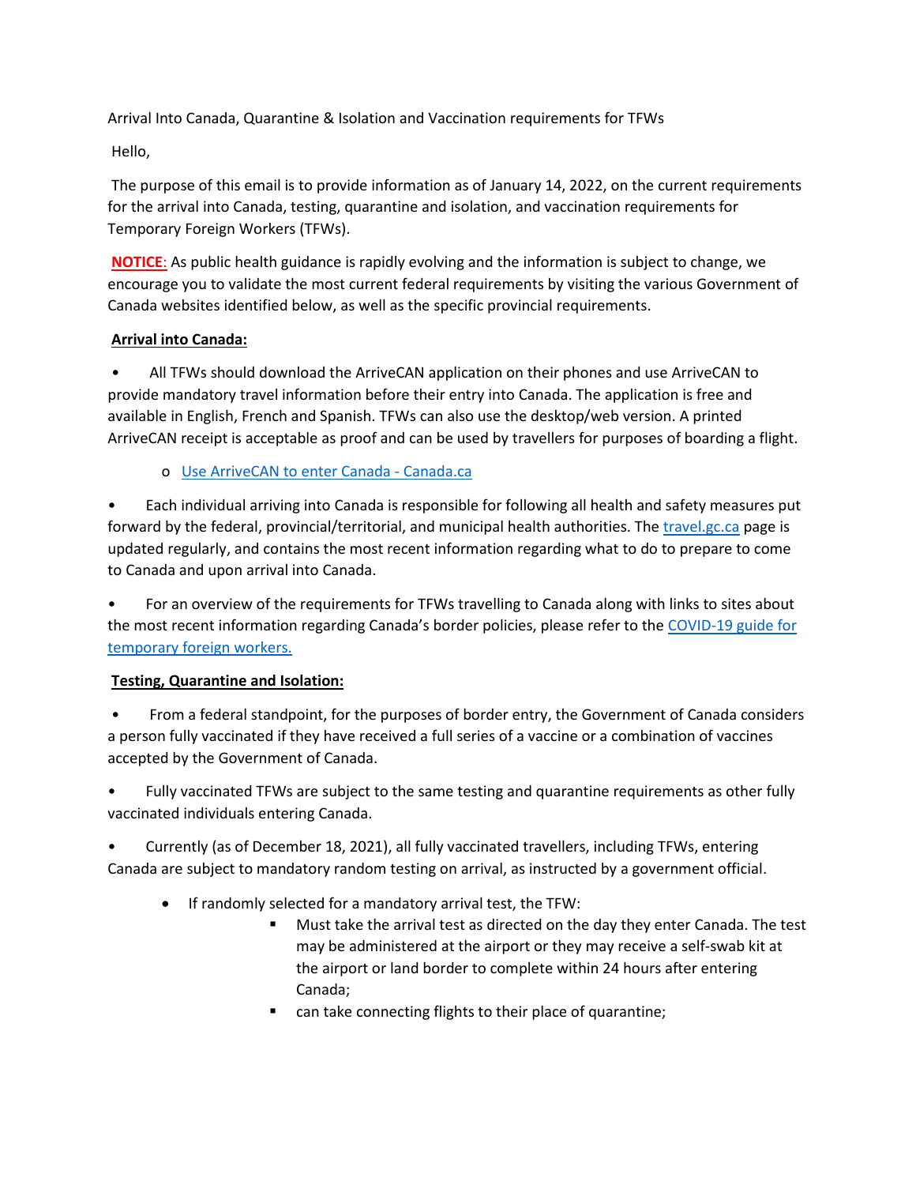Arrival Into Canada, Quarantine & Isolation and Vaccination requirements for TFWs

Hello,

The purpose of this email is to provide information as of January 14, 2022, on the current requirements for the arrival into Canada, testing, quarantine and isolation, and vaccination requirements for Temporary Foreign Workers (TFWs).

**NOTICE:** As public health guidance is rapidly evolving and the information is subject to change, we encourage you to validate the most current federal requirements by visiting the various Government of Canada websites identified below, as well as the specific provincial requirements.

**Arrival into Canada:**

- All TFWs should download the ArriveCAN application on their phones and use ArriveCAN to provide mandatory travel information before their entry into Canada. The application is free and available in English, French and Spanish. TFWs can also use the desktop/web version. A printed ArriveCAN receipt is acceptable as proof and can be used by travellers for purposes of boarding a flight.
  - Use ArriveCAN to enter Canada - Canada.ca
- Each individual arriving into Canada is responsible for following all health and safety measures put forward by the federal, provincial/territorial, and municipal health authorities. The travel.gc.ca page is updated regularly, and contains the most recent information regarding what to do to prepare to come to Canada and upon arrival into Canada.
- For an overview of the requirements for TFWs travelling to Canada along with links to sites about the most recent information regarding Canada's border policies, please refer to the COVID-19 guide for temporary foreign workers.

**Testing, Quarantine and Isolation:**

- From a federal standpoint, for the purposes of border entry, the Government of Canada considers a person fully vaccinated if they have received a full series of a vaccine or a combination of vaccines accepted by the Government of Canada.
- Fully vaccinated TFWs are subject to the same testing and quarantine requirements as other fully vaccinated individuals entering Canada.
- Currently (as of December 18, 2021), all fully vaccinated travellers, including TFWs, entering Canada are subject to mandatory random testing on arrival, as instructed by a government official.
  - If randomly selected for a mandatory arrival test, the TFW:
    - Must take the arrival test as directed on the day they enter Canada. The test may be administered at the airport or they may receive a self-swab kit at the airport or land border to complete within 24 hours after entering Canada;
    - can take connecting flights to their place of quarantine;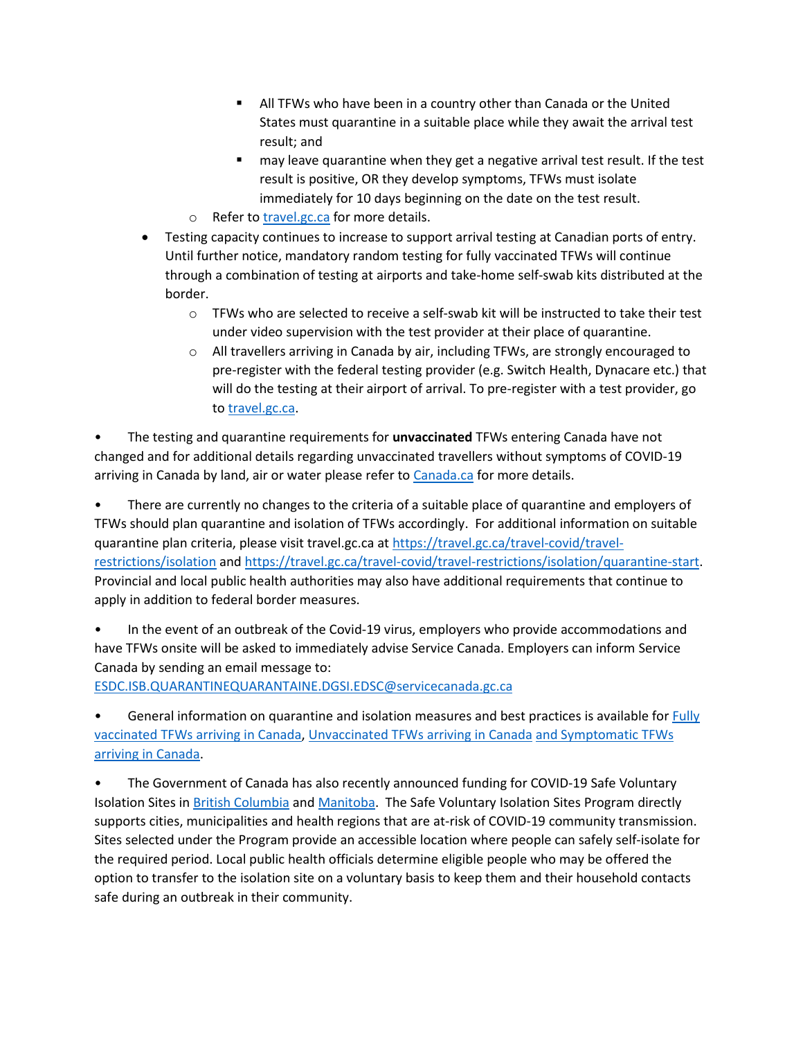- All TFWs who have been in a country other than Canada or the United States must quarantine in a suitable place while they await the arrival test result; and
        - may leave quarantine when they get a negative arrival test result. If the test result is positive, OR they develop symptoms, TFWs must isolate immediately for 10 days beginning on the date on the test result.
    - Refer to [travel.gc.ca](travel.gc.ca) for more details.
- Testing capacity continues to increase to support arrival testing at Canadian ports of entry. Until further notice, mandatory random testing for fully vaccinated TFWs will continue through a combination of testing at airports and take-home self-swab kits distributed at the border.
    - TFWs who are selected to receive a self-swab kit will be instructed to take their test under video supervision with the test provider at their place of quarantine.
    - All travellers arriving in Canada by air, including TFWs, are strongly encouraged to pre-register with the federal testing provider (e.g. Switch Health, Dynacare etc.) that will do the testing at their airport of arrival. To pre-register with a test provider, go to [travel.gc.ca](travel.gc.ca).

- The testing and quarantine requirements for **unvaccinated** TFWs entering Canada have not changed and for additional details regarding unvaccinated travellers without symptoms of COVID-19 arriving in Canada by land, air or water please refer to [Canada.ca](Canada.ca) for more details.

- There are currently no changes to the criteria of a suitable place of quarantine and employers of TFWs should plan quarantine and isolation of TFWs accordingly. For additional information on suitable quarantine plan criteria, please visit travel.gc.ca at https://travel.gc.ca/travel-covid/travel-restrictions/isolation and https://travel.gc.ca/travel-covid/travel-restrictions/isolation/quarantine-start. Provincial and local public health authorities may also have additional requirements that continue to apply in addition to federal border measures.

- In the event of an outbreak of the Covid-19 virus, employers who provide accommodations and have TFWs onsite will be asked to immediately advise Service Canada. Employers can inform Service Canada by sending an email message to: ESDC.ISB.QUARANTINEQUARANTAINE.DGSI.EDSC@servicecanada.gc.ca

- General information on quarantine and isolation measures and best practices is available for Fully vaccinated TFWs arriving in Canada, Unvaccinated TFWs arriving in Canada and Symptomatic TFWs arriving in Canada.

- The Government of Canada has also recently announced funding for COVID-19 Safe Voluntary Isolation Sites in British Columbia and Manitoba. The Safe Voluntary Isolation Sites Program directly supports cities, municipalities and health regions that are at-risk of COVID-19 community transmission. Sites selected under the Program provide an accessible location where people can safely self-isolate for the required period. Local public health officials determine eligible people who may be offered the option to transfer to the isolation site on a voluntary basis to keep them and their household contacts safe during an outbreak in their community.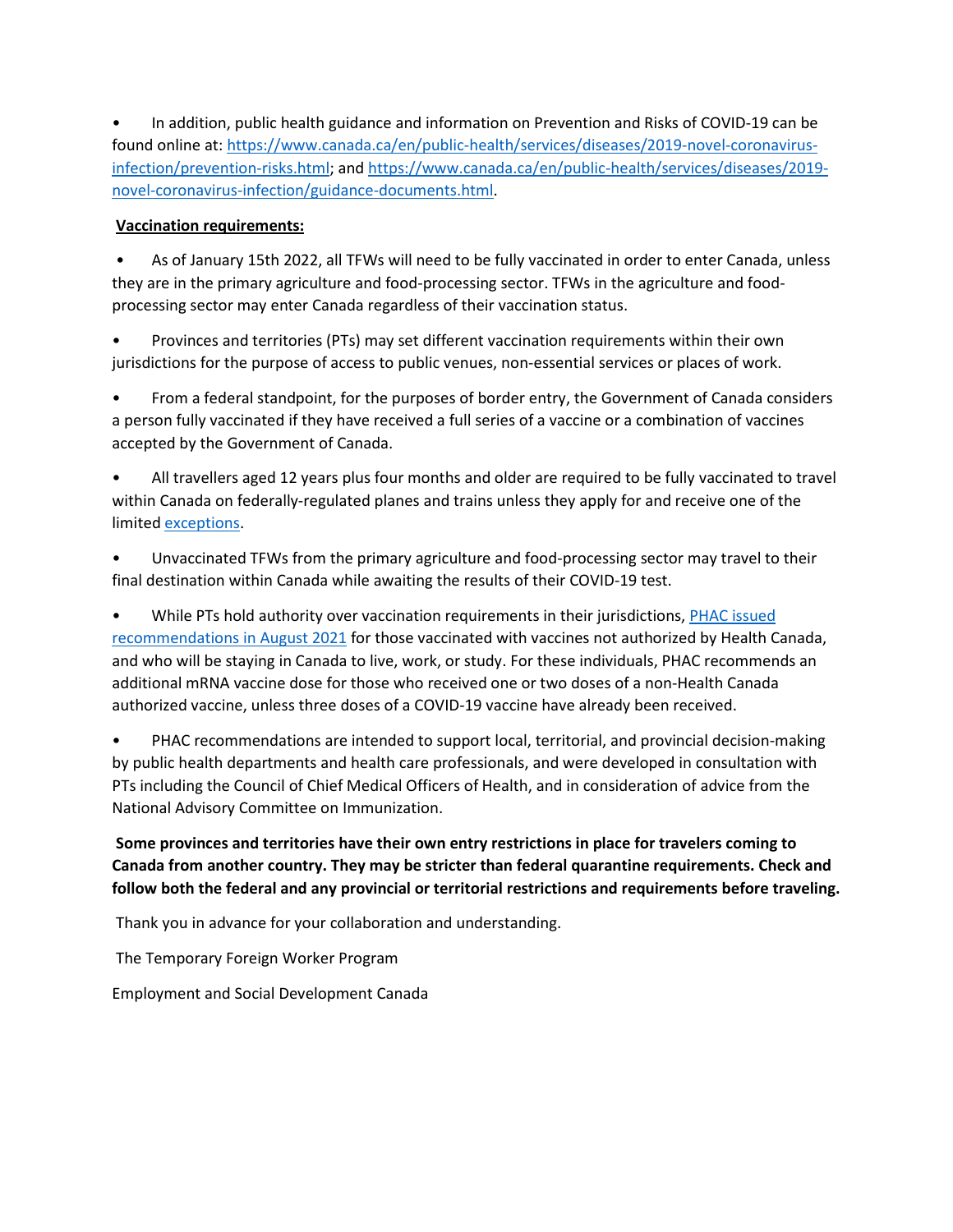- In addition, public health guidance and information on Prevention and Risks of COVID-19 can be found online at: [https://www.canada.ca/en/public-health/services/diseases/2019-novel-coronavirus-infection/prevention-risks.html](https://www.canada.ca/en/public-health/services/diseases/2019-novel-coronavirus-infection/prevention-risks.html); and [https://www.canada.ca/en/public-health/services/diseases/2019-novel-coronavirus-infection/guidance-documents.html](https://www.canada.ca/en/public-health/services/diseases/2019-novel-coronavirus-infection/guidance-documents.html).

**Vaccination requirements:**

- As of January 15th 2022, all TFWs will need to be fully vaccinated in order to enter Canada, unless they are in the primary agriculture and food-processing sector. TFWs in the agriculture and food-processing sector may enter Canada regardless of their vaccination status.

- Provinces and territories (PTs) may set different vaccination requirements within their own jurisdictions for the purpose of access to public venues, non-essential services or places of work.

- From a federal standpoint, for the purposes of border entry, the Government of Canada considers a person fully vaccinated if they have received a full series of a vaccine or a combination of vaccines accepted by the Government of Canada.

- All travellers aged 12 years plus four months and older are required to be fully vaccinated to travel within Canada on federally-regulated planes and trains unless they apply for and receive one of the limited exceptions.

- Unvaccinated TFWs from the primary agriculture and food-processing sector may travel to their final destination within Canada while awaiting the results of their COVID-19 test.

- While PTs hold authority over vaccination requirements in their jurisdictions, PHAC issued recommendations in August 2021 for those vaccinated with vaccines not authorized by Health Canada, and who will be staying in Canada to live, work, or study. For these individuals, PHAC recommends an additional mRNA vaccine dose for those who received one or two doses of a non-Health Canada authorized vaccine, unless three doses of a COVID-19 vaccine have already been received.

- PHAC recommendations are intended to support local, territorial, and provincial decision-making by public health departments and health care professionals, and were developed in consultation with PTs including the Council of Chief Medical Officers of Health, and in consideration of advice from the National Advisory Committee on Immunization.

**Some provinces and territories have their own entry restrictions in place for travelers coming to Canada from another country. They may be stricter than federal quarantine requirements. Check and follow both the federal and any provincial or territorial restrictions and requirements before traveling.**

Thank you in advance for your collaboration and understanding.

The Temporary Foreign Worker Program

Employment and Social Development Canada